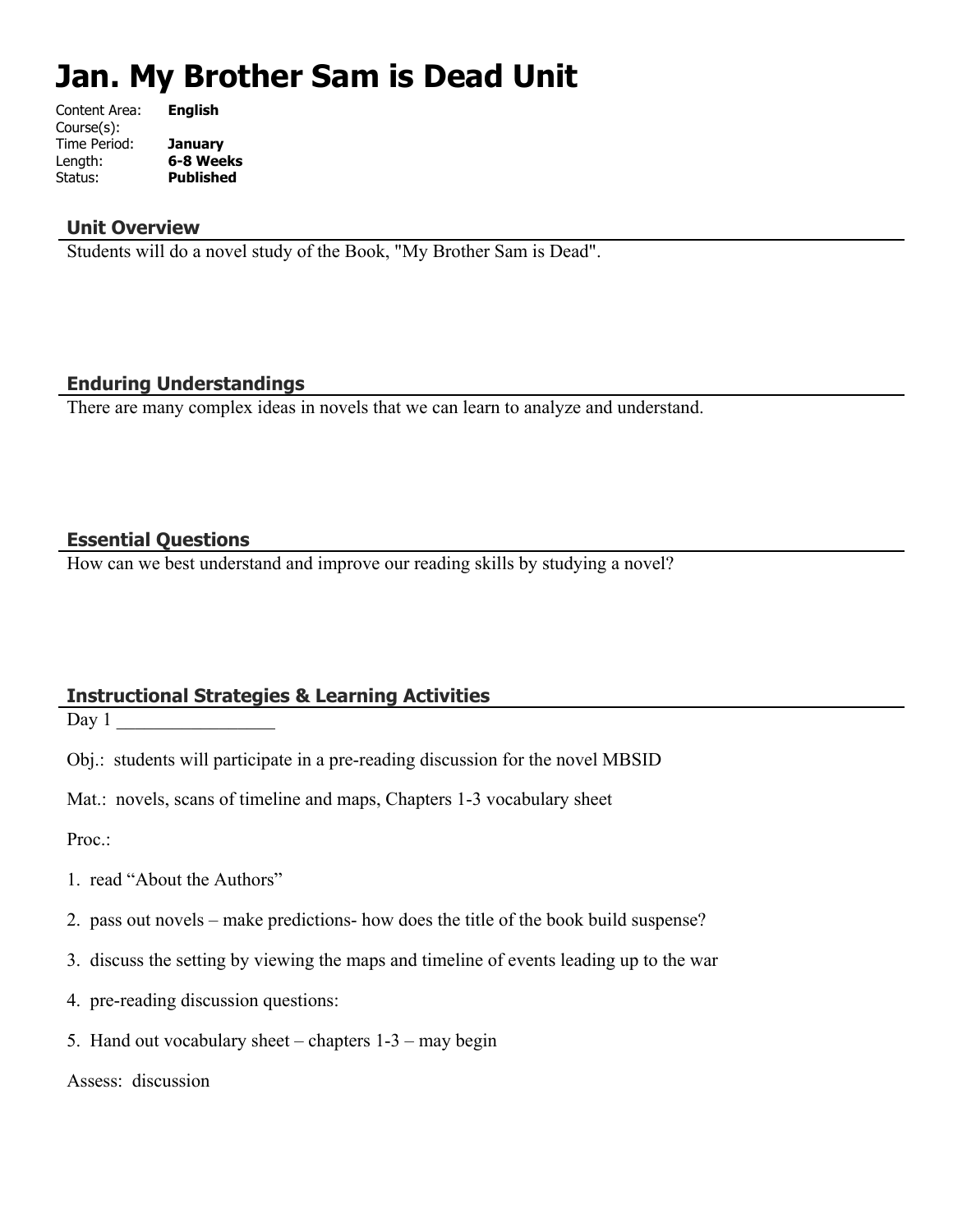# Jan. My Brother Sam is Dead Unit

Content Area: **English**
Course(s):
Time Period: **January**
Length: **6-8 Weeks**
Status: **Published**

## Unit Overview

Students will do a novel study of the Book, "My Brother Sam is Dead".

## Enduring Understandings

There are many complex ideas in novels that we can learn to analyze and understand.

## Essential Questions

How can we best understand and improve our reading skills by studying a novel?

## Instructional Strategies & Learning Activities

Day 1 _________________

Obj.: students will participate in a pre-reading discussion for the novel MBSID

Mat.: novels, scans of timeline and maps, Chapters 1-3 vocabulary sheet

Proc.:

1. read "About the Authors"
2. pass out novels – make predictions- how does the title of the book build suspense?
3. discuss the setting by viewing the maps and timeline of events leading up to the war
4. pre-reading discussion questions:
5. Hand out vocabulary sheet – chapters 1-3 – may begin

Assess: discussion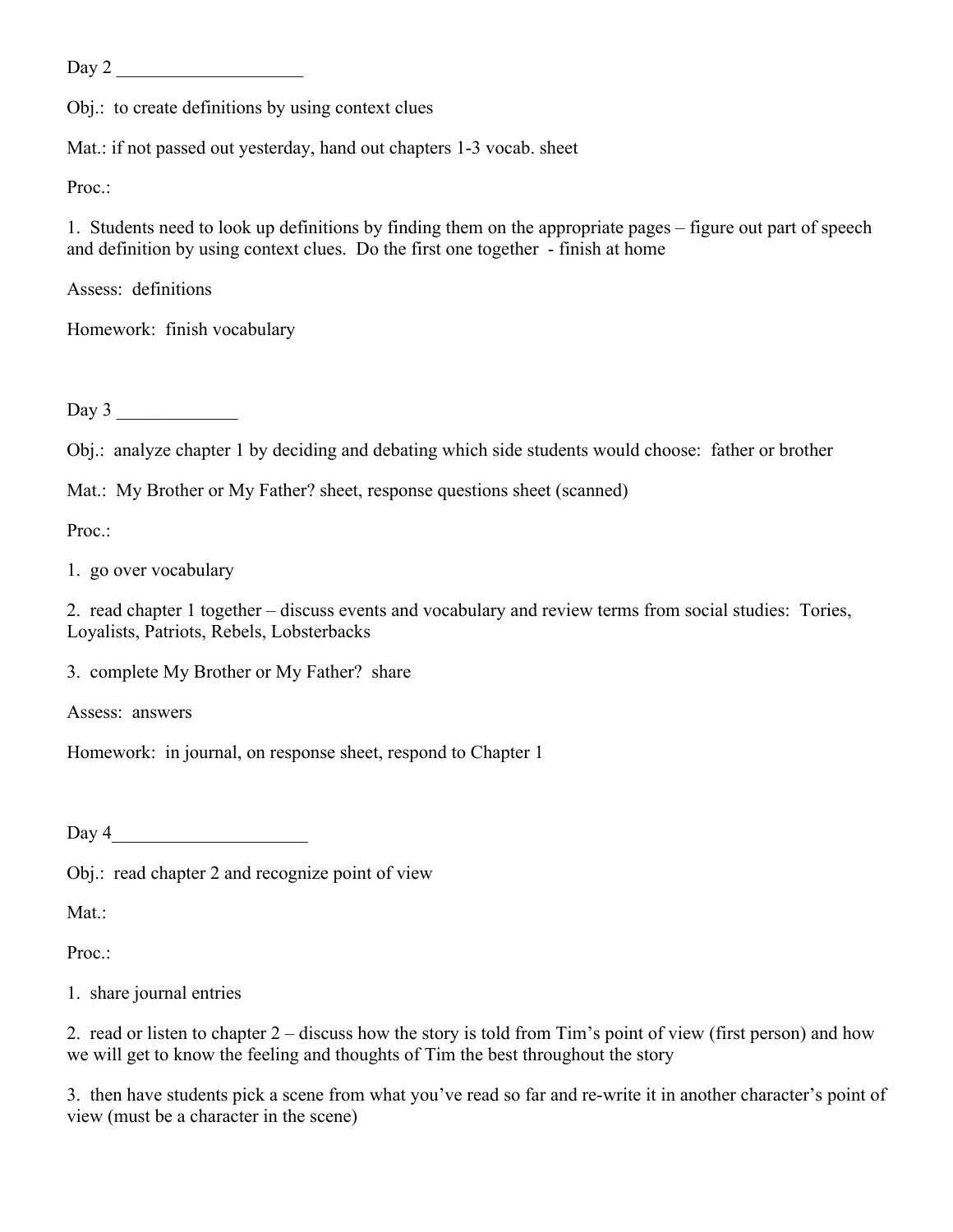Day 2 ____________________

Obj.: to create definitions by using context clues

Mat.: if not passed out yesterday, hand out chapters 1-3 vocab. sheet

Proc.:

1. Students need to look up definitions by finding them on the appropriate pages – figure out part of speech and definition by using context clues. Do the first one together - finish at home

Assess: definitions

Homework: finish vocabulary

Day 3 _____________

Obj.: analyze chapter 1 by deciding and debating which side students would choose: father or brother

Mat.: My Brother or My Father? sheet, response questions sheet (scanned)

Proc.:

1. go over vocabulary

2. read chapter 1 together – discuss events and vocabulary and review terms from social studies: Tories, Loyalists, Patriots, Rebels, Lobsterbacks

3. complete My Brother or My Father? share

Assess: answers

Homework: in journal, on response sheet, respond to Chapter 1

Day 4_____________________

Obj.: read chapter 2 and recognize point of view

Mat.:

Proc.:

1. share journal entries

2. read or listen to chapter 2 – discuss how the story is told from Tim's point of view (first person) and how we will get to know the feeling and thoughts of Tim the best throughout the story

3. then have students pick a scene from what you've read so far and re-write it in another character's point of view (must be a character in the scene)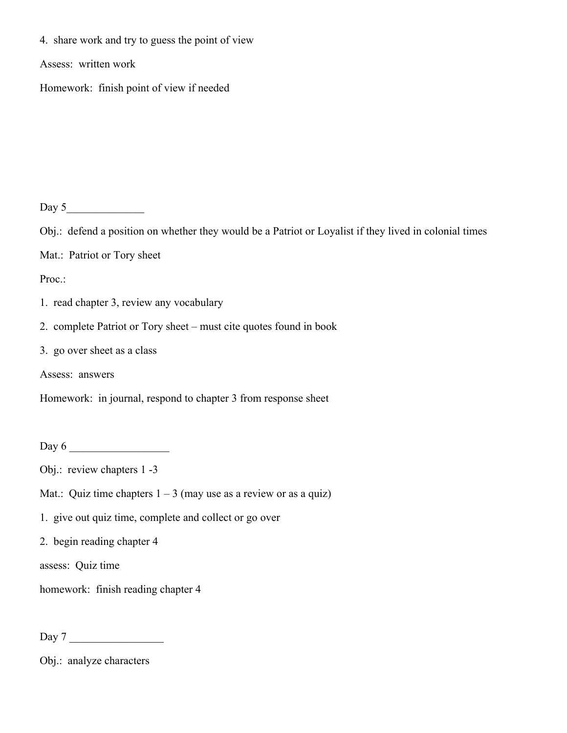4. share work and try to guess the point of view

Assess: written work

Homework: finish point of view if needed

Day 5______________

Obj.: defend a position on whether they would be a Patriot or Loyalist if they lived in colonial times

Mat.: Patriot or Tory sheet

Proc.:

1. read chapter 3, review any vocabulary
2. complete Patriot or Tory sheet – must cite quotes found in book
3. go over sheet as a class

Assess: answers

Homework: in journal, respond to chapter 3 from response sheet

Day 6 __________________

Obj.: review chapters 1 -3

Mat.: Quiz time chapters 1 – 3 (may use as a review or as a quiz)

1. give out quiz time, complete and collect or go over
2. begin reading chapter 4

assess: Quiz time

homework: finish reading chapter 4

Day 7 _________________

Obj.: analyze characters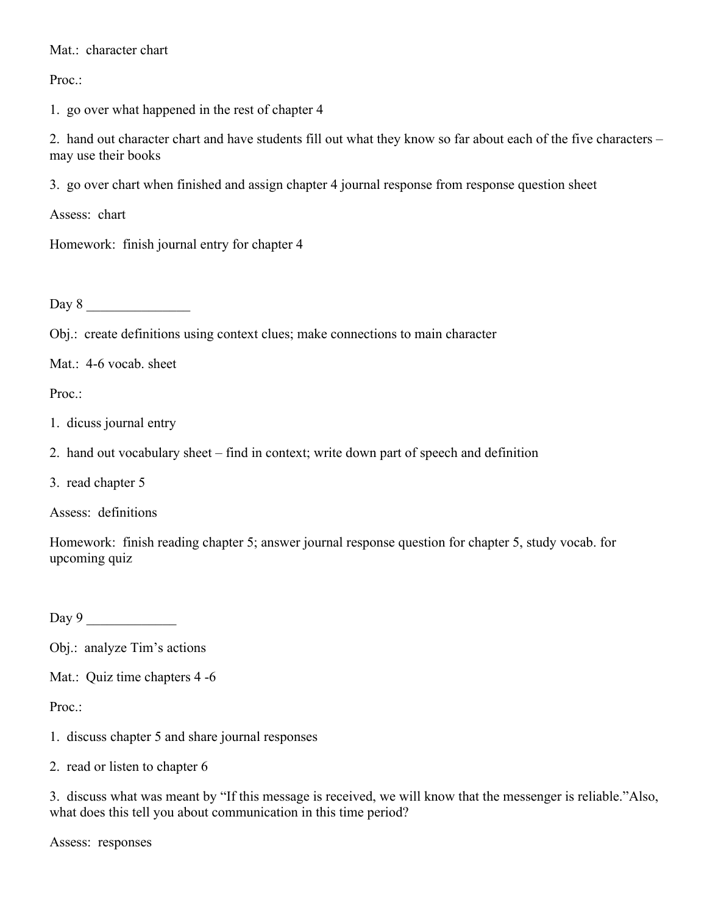Mat.:  character chart

Proc.:

1.  go over what happened in the rest of chapter 4

2.  hand out character chart and have students fill out what they know so far about each of the five characters – may use their books

3.  go over chart when finished and assign chapter 4 journal response from response question sheet

Assess:  chart

Homework:  finish journal entry for chapter 4

Day 8 _______________

Obj.:  create definitions using context clues; make connections to main character

Mat.:  4-6 vocab. sheet

Proc.:

1.  dicuss journal entry

2.  hand out vocabulary sheet – find in context; write down part of speech and definition

3.  read chapter 5

Assess:  definitions

Homework:  finish reading chapter 5; answer journal response question for chapter 5, study vocab. for upcoming quiz

Day 9 _____________

Obj.:  analyze Tim's actions

Mat.:  Quiz time chapters 4 -6

Proc.:

1.  discuss chapter 5 and share journal responses

2.  read or listen to chapter 6

3.  discuss what was meant by "If this message is received, we will know that the messenger is reliable."Also, what does this tell you about communication in this time period?

Assess:  responses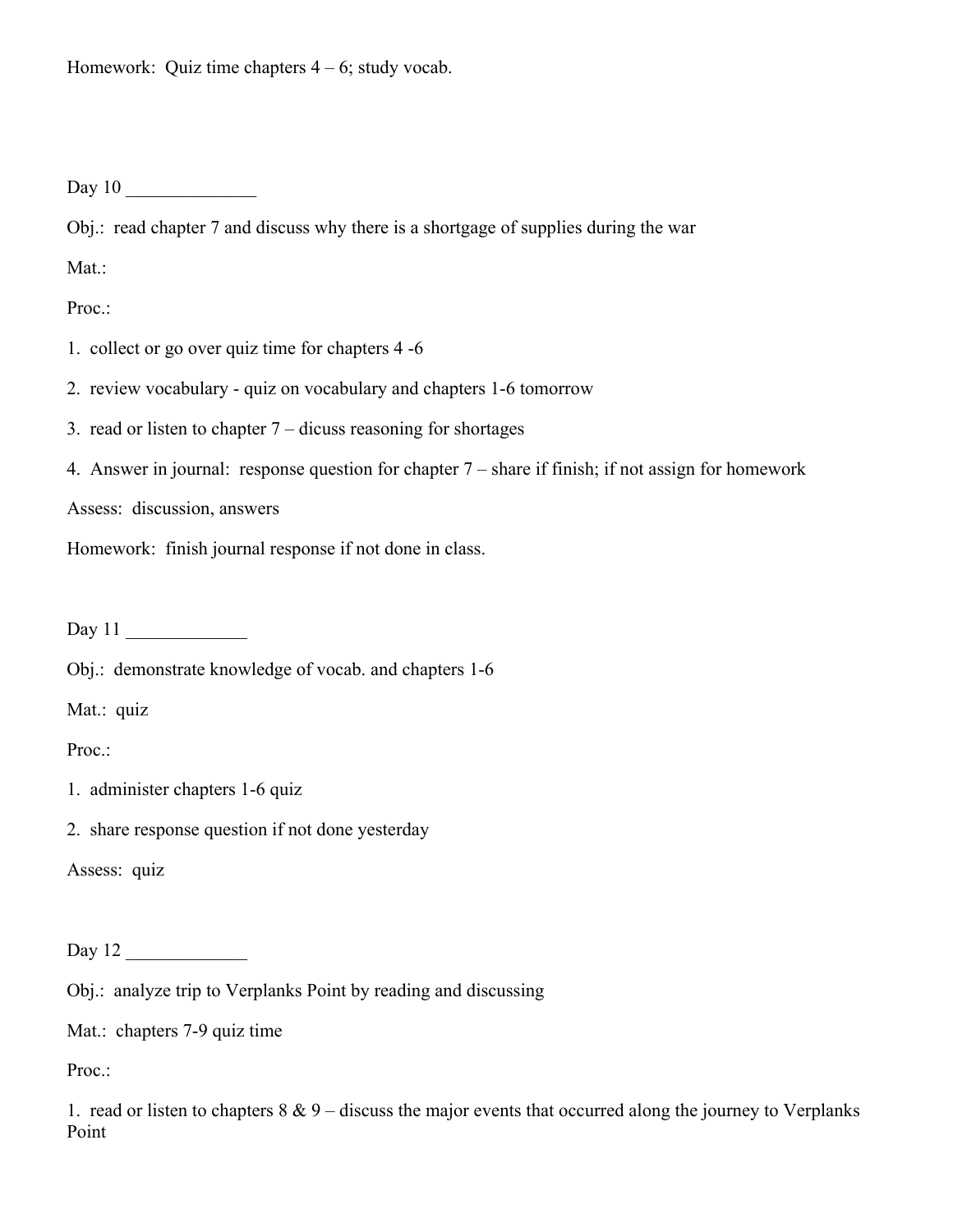Homework: Quiz time chapters 4 – 6; study vocab.

Day 10 ______________

Obj.: read chapter 7 and discuss why there is a shortgage of supplies during the war

Mat.:

Proc.:

1. collect or go over quiz time for chapters 4 -6

2. review vocabulary - quiz on vocabulary and chapters 1-6 tomorrow

3. read or listen to chapter 7 – dicuss reasoning for shortages

4. Answer in journal: response question for chapter 7 – share if finish; if not assign for homework

Assess: discussion, answers

Homework: finish journal response if not done in class.

Day 11 _____________

Obj.: demonstrate knowledge of vocab. and chapters 1-6

Mat.: quiz

Proc.:

1. administer chapters 1-6 quiz

2. share response question if not done yesterday

Assess: quiz

Day 12 _____________

Obj.: analyze trip to Verplanks Point by reading and discussing

Mat.: chapters 7-9 quiz time

Proc.:

1. read or listen to chapters 8 & 9 – discuss the major events that occurred along the journey to Verplanks Point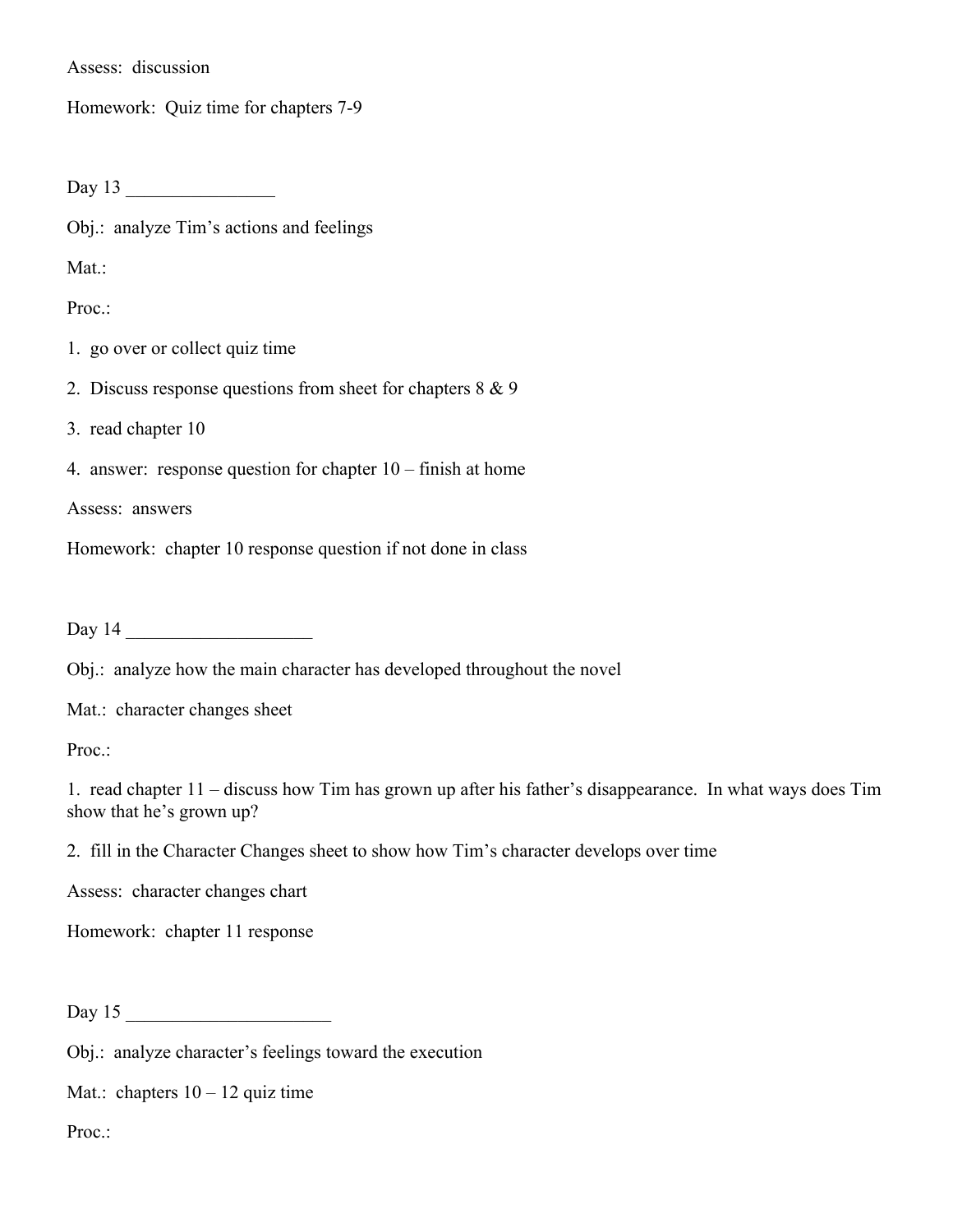Assess: discussion

Homework: Quiz time for chapters 7-9

Day 13 ________________

Obj.: analyze Tim's actions and feelings

Mat.:

Proc.:

1. go over or collect quiz time
2. Discuss response questions from sheet for chapters 8 & 9
3. read chapter 10
4. answer: response question for chapter 10 – finish at home

Assess: answers

Homework: chapter 10 response question if not done in class

Day 14 ____________________

Obj.: analyze how the main character has developed throughout the novel

Mat.: character changes sheet

Proc.:

1. read chapter 11 – discuss how Tim has grown up after his father's disappearance. In what ways does Tim show that he's grown up?
2. fill in the Character Changes sheet to show how Tim's character develops over time

Assess: character changes chart

Homework: chapter 11 response

Day 15 ______________________

Obj.: analyze character's feelings toward the execution

Mat.: chapters 10 – 12 quiz time

Proc.: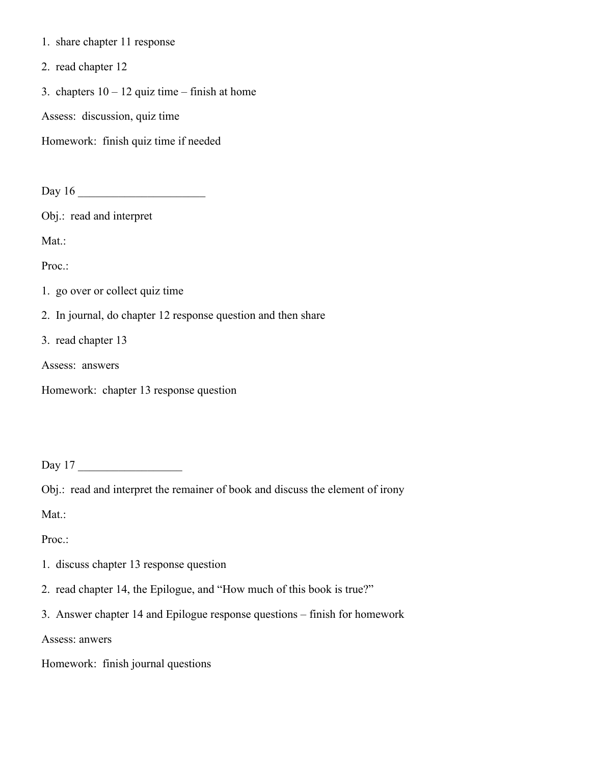1. share chapter 11 response
2. read chapter 12
3. chapters 10 – 12 quiz time – finish at home

Assess: discussion, quiz time

Homework: finish quiz time if needed

Day 16 ______________________

Obj.: read and interpret

Mat.:

Proc.:

1. go over or collect quiz time
2. In journal, do chapter 12 response question and then share
3. read chapter 13

Assess: answers

Homework: chapter 13 response question

Day 17 __________________

Obj.: read and interpret the remainer of book and discuss the element of irony

Mat.:

Proc.:

1. discuss chapter 13 response question
2. read chapter 14, the Epilogue, and "How much of this book is true?"
3. Answer chapter 14 and Epilogue response questions – finish for homework

Assess: anwers

Homework: finish journal questions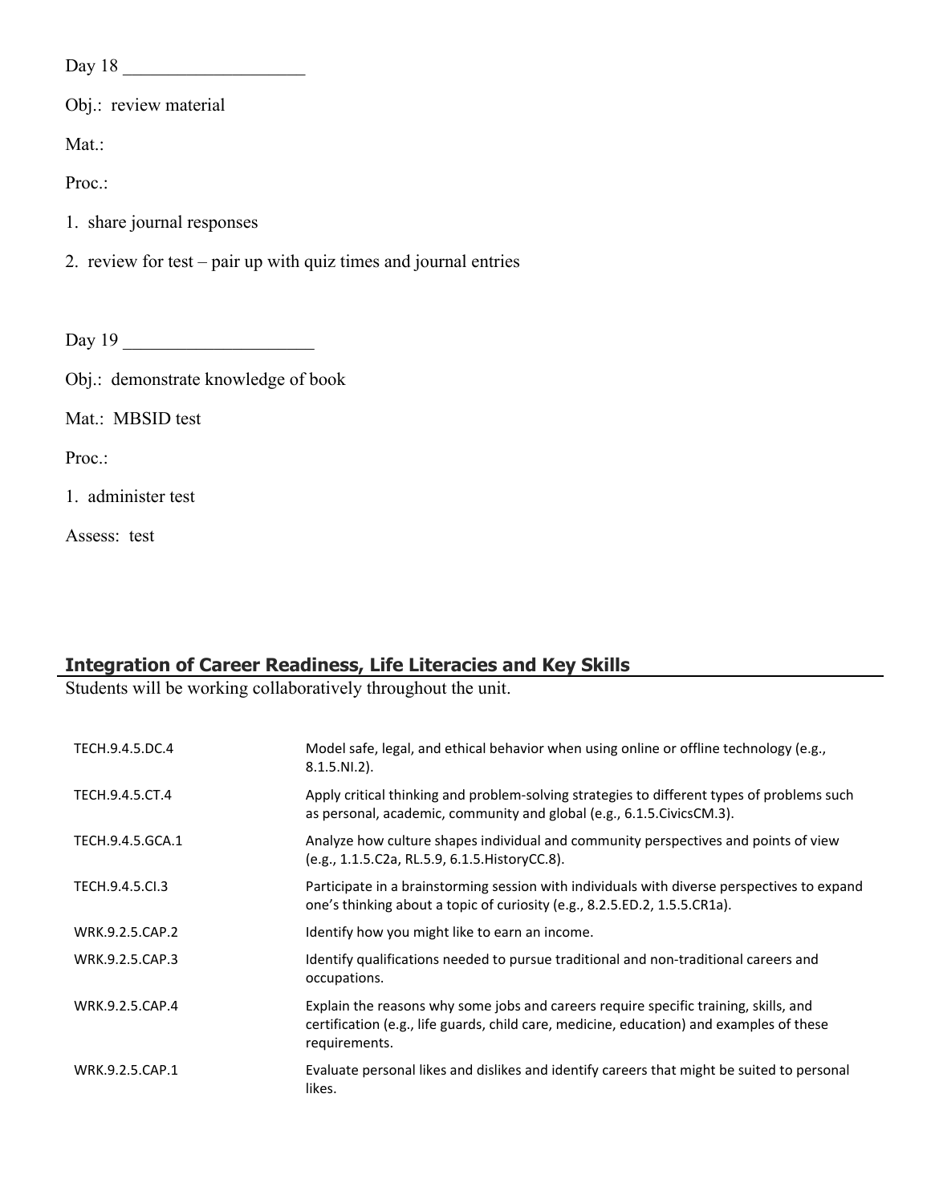Day 18 ____________________

Obj.: review material

Mat.:

Proc.:

1. share journal responses

2. review for test – pair up with quiz times and journal entries

Day 19 _____________________

Obj.: demonstrate knowledge of book

Mat.: MBSID test

Proc.:

1. administer test

Assess: test

## Integration of Career Readiness, Life Literacies and Key Skills

Students will be working collaboratively throughout the unit.

| | |
|---|---|
| TECH.9.4.5.DC.4 | Model safe, legal, and ethical behavior when using online or offline technology (e.g., 8.1.5.NI.2). |
| TECH.9.4.5.CT.4 | Apply critical thinking and problem-solving strategies to different types of problems such as personal, academic, community and global (e.g., 6.1.5.CivicsCM.3). |
| TECH.9.4.5.GCA.1 | Analyze how culture shapes individual and community perspectives and points of view (e.g., 1.1.5.C2a, RL.5.9, 6.1.5.HistoryCC.8). |
| TECH.9.4.5.CI.3 | Participate in a brainstorming session with individuals with diverse perspectives to expand one's thinking about a topic of curiosity (e.g., 8.2.5.ED.2, 1.5.5.CR1a). |
| WRK.9.2.5.CAP.2 | Identify how you might like to earn an income. |
| WRK.9.2.5.CAP.3 | Identify qualifications needed to pursue traditional and non-traditional careers and occupations. |
| WRK.9.2.5.CAP.4 | Explain the reasons why some jobs and careers require specific training, skills, and certification (e.g., life guards, child care, medicine, education) and examples of these requirements. |
| WRK.9.2.5.CAP.1 | Evaluate personal likes and dislikes and identify careers that might be suited to personal likes. |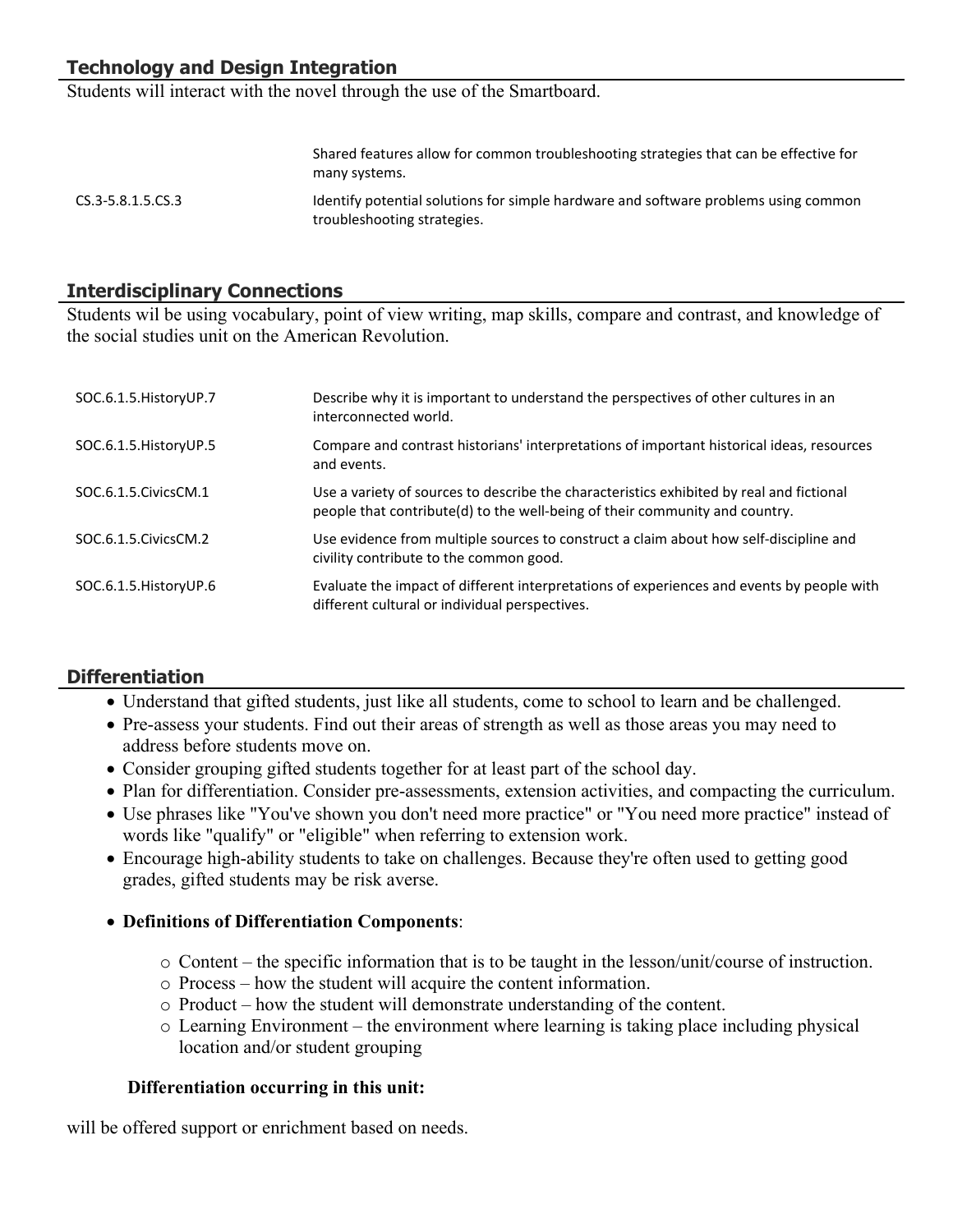## Technology and Design Integration

Students will interact with the novel through the use of the Smartboard.

| | |
|---|---|
| | Shared features allow for common troubleshooting strategies that can be effective for many systems. |
| CS.3-5.8.1.5.CS.3 | Identify potential solutions for simple hardware and software problems using common troubleshooting strategies. |

## Interdisciplinary Connections

Students wil be using vocabulary, point of view writing, map skills, compare and contrast, and knowledge of the social studies unit on the American Revolution.

| | |
|---|---|
| SOC.6.1.5.HistoryUP.7 | Describe why it is important to understand the perspectives of other cultures in an interconnected world. |
| SOC.6.1.5.HistoryUP.5 | Compare and contrast historians' interpretations of important historical ideas, resources and events. |
| SOC.6.1.5.CivicsCM.1 | Use a variety of sources to describe the characteristics exhibited by real and fictional people that contribute(d) to the well-being of their community and country. |
| SOC.6.1.5.CivicsCM.2 | Use evidence from multiple sources to construct a claim about how self-discipline and civility contribute to the common good. |
| SOC.6.1.5.HistoryUP.6 | Evaluate the impact of different interpretations of experiences and events by people with different cultural or individual perspectives. |

## Differentiation

- Understand that gifted students, just like all students, come to school to learn and be challenged.
- Pre-assess your students. Find out their areas of strength as well as those areas you may need to address before students move on.
- Consider grouping gifted students together for at least part of the school day.
- Plan for differentiation. Consider pre-assessments, extension activities, and compacting the curriculum.
- Use phrases like "You've shown you don't need more practice" or "You need more practice" instead of words like "qualify" or "eligible" when referring to extension work.
- Encourage high-ability students to take on challenges. Because they're often used to getting good grades, gifted students may be risk averse.
- **Definitions of Differentiation Components**:
  - Content – the specific information that is to be taught in the lesson/unit/course of instruction.
  - Process – how the student will acquire the content information.
  - Product – how the student will demonstrate understanding of the content.
  - Learning Environment – the environment where learning is taking place including physical location and/or student grouping

**Differentiation occurring in this unit:**

will be offered support or enrichment based on needs.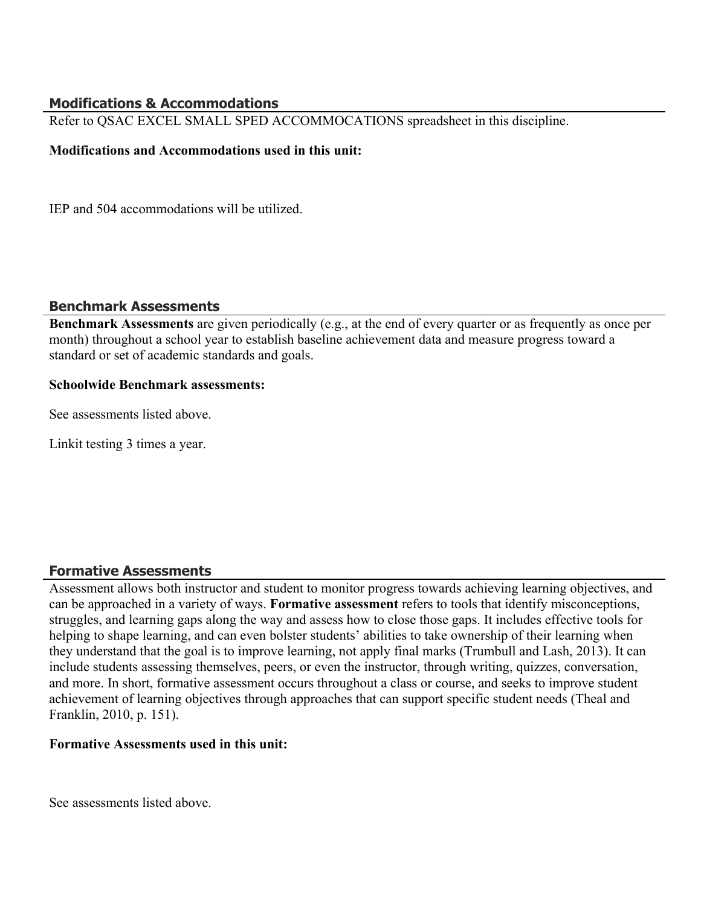## Modifications & Accommodations

Refer to QSAC EXCEL SMALL SPED ACCOMMOCATIONS spreadsheet in this discipline.

**Modifications and Accommodations used in this unit:**

IEP and 504 accommodations will be utilized.

## Benchmark Assessments

**Benchmark Assessments** are given periodically (e.g., at the end of every quarter or as frequently as once per month) throughout a school year to establish baseline achievement data and measure progress toward a standard or set of academic standards and goals.

**Schoolwide Benchmark assessments:**

See assessments listed above.

Linkit testing 3 times a year.

## Formative Assessments

Assessment allows both instructor and student to monitor progress towards achieving learning objectives, and can be approached in a variety of ways. **Formative assessment** refers to tools that identify misconceptions, struggles, and learning gaps along the way and assess how to close those gaps. It includes effective tools for helping to shape learning, and can even bolster students' abilities to take ownership of their learning when they understand that the goal is to improve learning, not apply final marks (Trumbull and Lash, 2013). It can include students assessing themselves, peers, or even the instructor, through writing, quizzes, conversation, and more. In short, formative assessment occurs throughout a class or course, and seeks to improve student achievement of learning objectives through approaches that can support specific student needs (Theal and Franklin, 2010, p. 151).

**Formative Assessments used in this unit:**

See assessments listed above.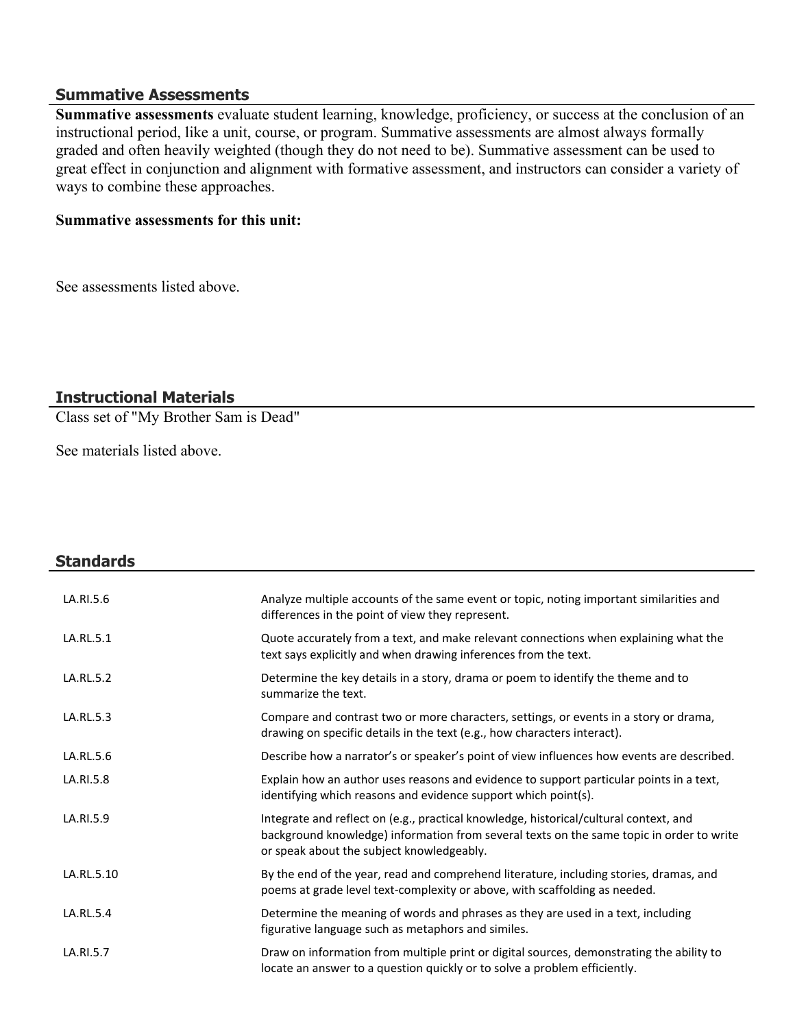## Summative Assessments

**Summative assessments** evaluate student learning, knowledge, proficiency, or success at the conclusion of an instructional period, like a unit, course, or program. Summative assessments are almost always formally graded and often heavily weighted (though they do not need to be). Summative assessment can be used to great effect in conjunction and alignment with formative assessment, and instructors can consider a variety of ways to combine these approaches.

**Summative assessments for this unit:**

See assessments listed above.

## Instructional Materials

Class set of "My Brother Sam is Dead"

See materials listed above.

## Standards

| | |
|---|---|
| LA.RI.5.6 | Analyze multiple accounts of the same event or topic, noting important similarities and differences in the point of view they represent. |
| LA.RL.5.1 | Quote accurately from a text, and make relevant connections when explaining what the text says explicitly and when drawing inferences from the text. |
| LA.RL.5.2 | Determine the key details in a story, drama or poem to identify the theme and to summarize the text. |
| LA.RL.5.3 | Compare and contrast two or more characters, settings, or events in a story or drama, drawing on specific details in the text (e.g., how characters interact). |
| LA.RL.5.6 | Describe how a narrator's or speaker's point of view influences how events are described. |
| LA.RI.5.8 | Explain how an author uses reasons and evidence to support particular points in a text, identifying which reasons and evidence support which point(s). |
| LA.RI.5.9 | Integrate and reflect on (e.g., practical knowledge, historical/cultural context, and background knowledge) information from several texts on the same topic in order to write or speak about the subject knowledgeably. |
| LA.RL.5.10 | By the end of the year, read and comprehend literature, including stories, dramas, and poems at grade level text-complexity or above, with scaffolding as needed. |
| LA.RL.5.4 | Determine the meaning of words and phrases as they are used in a text, including figurative language such as metaphors and similes. |
| LA.RI.5.7 | Draw on information from multiple print or digital sources, demonstrating the ability to locate an answer to a question quickly or to solve a problem efficiently. |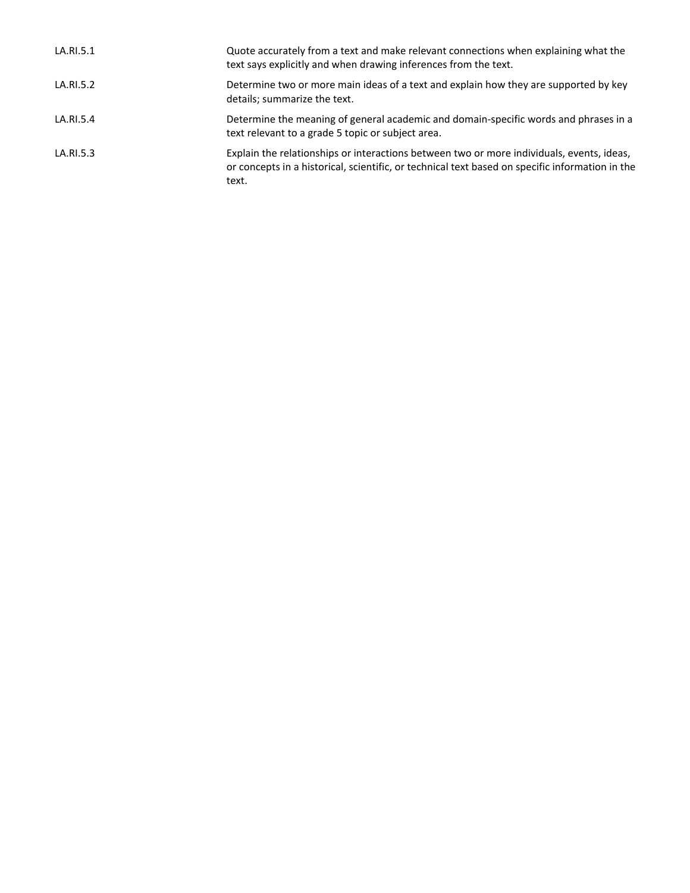| | |
|---|---|
| LA.RI.5.1 | Quote accurately from a text and make relevant connections when explaining what the text says explicitly and when drawing inferences from the text. |
| LA.RI.5.2 | Determine two or more main ideas of a text and explain how they are supported by key details; summarize the text. |
| LA.RI.5.4 | Determine the meaning of general academic and domain-specific words and phrases in a text relevant to a grade 5 topic or subject area. |
| LA.RI.5.3 | Explain the relationships or interactions between two or more individuals, events, ideas, or concepts in a historical, scientific, or technical text based on specific information in the text. |